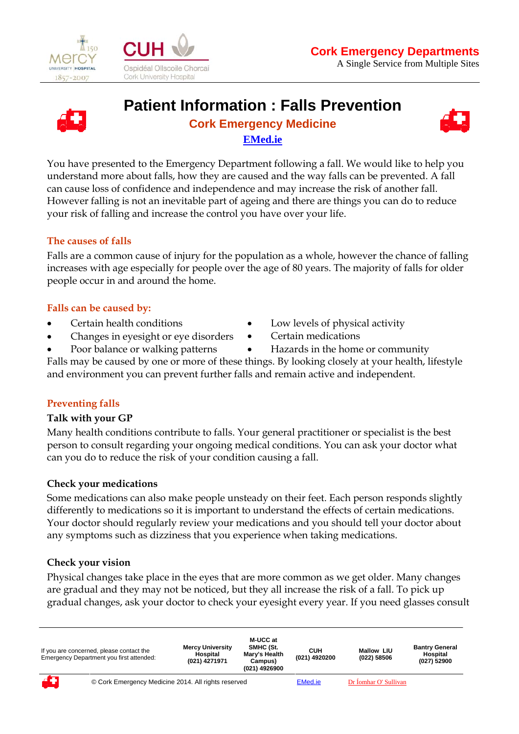**Cork Emergency Departments**
A Single Service from Multiple Sites

# Patient Information : Falls Prevention

## Cork Emergency Medicine

[EMed.ie](EMed.ie)

You have presented to the Emergency Department following a fall. We would like to help you understand more about falls, how they are caused and the way falls can be prevented. A fall can cause loss of confidence and independence and may increase the risk of another fall. However falling is not an inevitable part of ageing and there are things you can do to reduce your risk of falling and increase the control you have over your life.

### The causes of falls

Falls are a common cause of injury for the population as a whole, however the chance of falling increases with age especially for people over the age of 80 years. The majority of falls for older people occur in and around the home.

### Falls can be caused by:

- Certain health conditions
- Changes in eyesight or eye disorders
- Poor balance or walking patterns
- Low levels of physical activity
- Certain medications
- Hazards in the home or community

Falls may be caused by one or more of these things. By looking closely at your health, lifestyle and environment you can prevent further falls and remain active and independent.

### Preventing falls

#### Talk with your GP

Many health conditions contribute to falls. Your general practitioner or specialist is the best person to consult regarding your ongoing medical conditions. You can ask your doctor what can you do to reduce the risk of your condition causing a fall.

#### Check your medications

Some medications can also make people unsteady on their feet. Each person responds slightly differently to medications so it is important to understand the effects of certain medications. Your doctor should regularly review your medications and you should tell your doctor about any symptoms such as dizziness that you experience when taking medications.

#### Check your vision

Physical changes take place in the eyes that are more common as we get older. Many changes are gradual and they may not be noticed, but they all increase the risk of a fall. To pick up gradual changes, ask your doctor to check your eyesight every year. If you need glasses consult

| If you are concerned, please contact the Emergency Department you first attended: | Mercy University Hospital (021) 4271971 | M-UCC at SMHC (St. Mary's Health Campus) (021) 4926900 | CUH (021) 4920200 | Mallow LIU (022) 58506 | Bantry General Hospital (027) 52900 |
|---|---|---|---|---|---|

© Cork Emergency Medicine 2014. All rights reserved — EMed.ie — Dr Íomhar O' Sullivan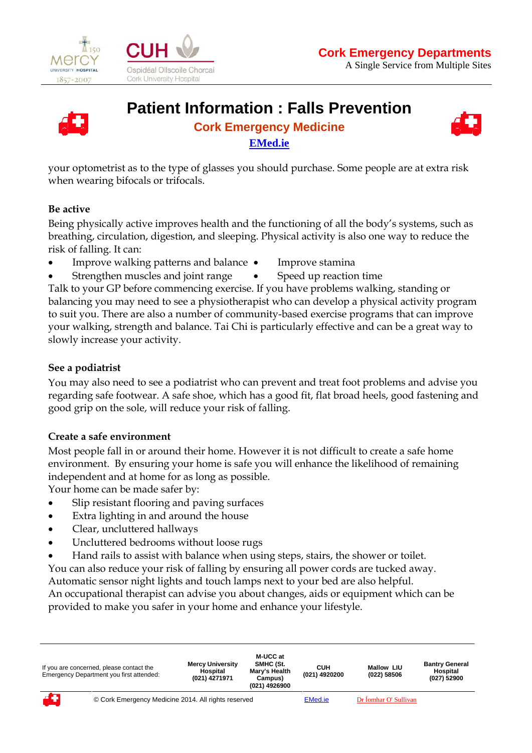your optometrist as to the type of glasses you should purchase. Some people are at extra risk when wearing bifocals or trifocals.

**Be active**

Being physically active improves health and the functioning of all the body's systems, such as breathing, circulation, digestion, and sleeping. Physical activity is also one way to reduce the risk of falling. It can:

- Improve walking patterns and balance
- Improve stamina
- Strengthen muscles and joint range
- Speed up reaction time

Talk to your GP before commencing exercise. If you have problems walking, standing or balancing you may need to see a physiotherapist who can develop a physical activity program to suit you. There are also a number of community-based exercise programs that can improve your walking, strength and balance. Tai Chi is particularly effective and can be a great way to slowly increase your activity.

**See a podiatrist**

You may also need to see a podiatrist who can prevent and treat foot problems and advise you regarding safe footwear. A safe shoe, which has a good fit, flat broad heels, good fastening and good grip on the sole, will reduce your risk of falling.

**Create a safe environment**

Most people fall in or around their home. However it is not difficult to create a safe home environment. By ensuring your home is safe you will enhance the likelihood of remaining independent and at home for as long as possible.

Your home can be made safer by:

- Slip resistant flooring and paving surfaces
- Extra lighting in and around the house
- Clear, uncluttered hallways
- Uncluttered bedrooms without loose rugs
- Hand rails to assist with balance when using steps, stairs, the shower or toilet.

You can also reduce your risk of falling by ensuring all power cords are tucked away. Automatic sensor night lights and touch lamps next to your bed are also helpful.

An occupational therapist can advise you about changes, aids or equipment which can be provided to make you safer in your home and enhance your lifestyle.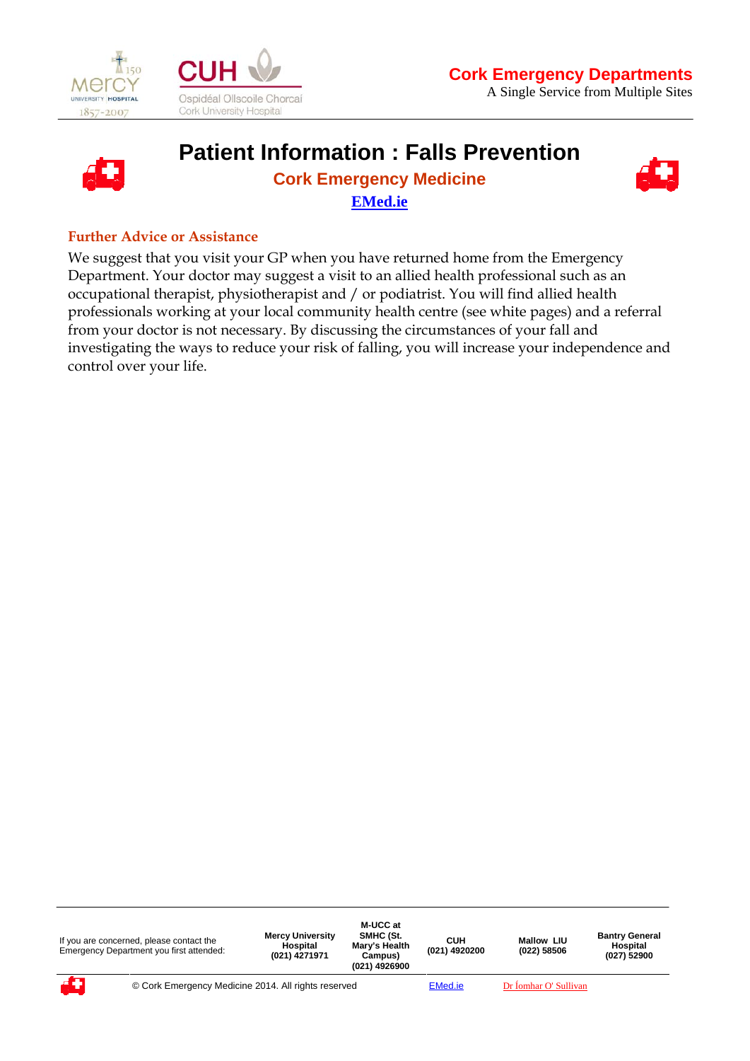## Further Advice or Assistance

We suggest that you visit your GP when you have returned home from the Emergency Department. Your doctor may suggest a visit to an allied health professional such as an occupational therapist, physiotherapist and / or podiatrist. You will find allied health professionals working at your local community health centre (see white pages) and a referral from your doctor is not necessary. By discussing the circumstances of your fall and investigating the ways to reduce your risk of falling, you will increase your independence and control over your life.